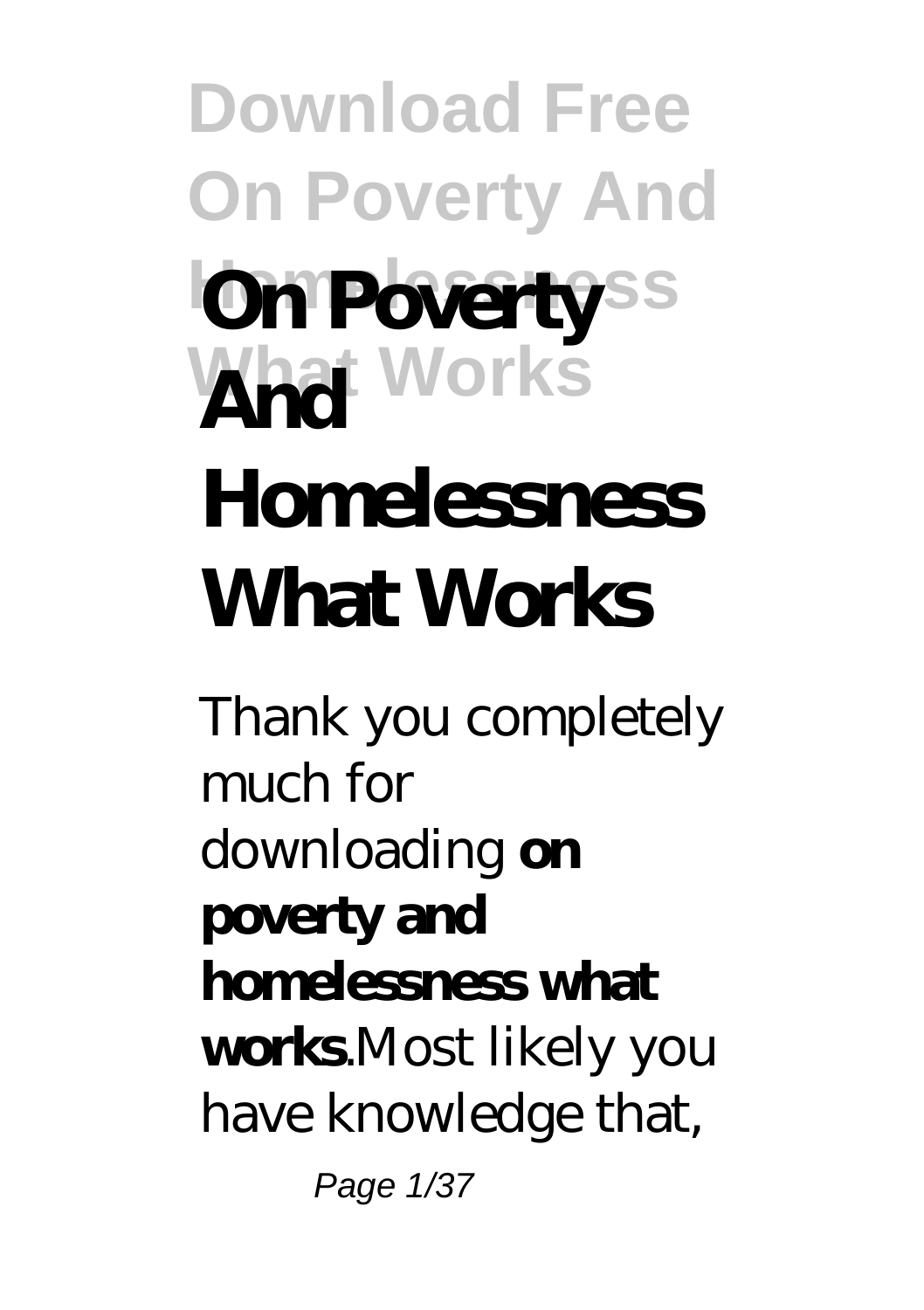# On Poverty And Homelessness What Works

Thank you completely much for downloading **on poverty and homelessness what works**.Most likely you have knowledge that,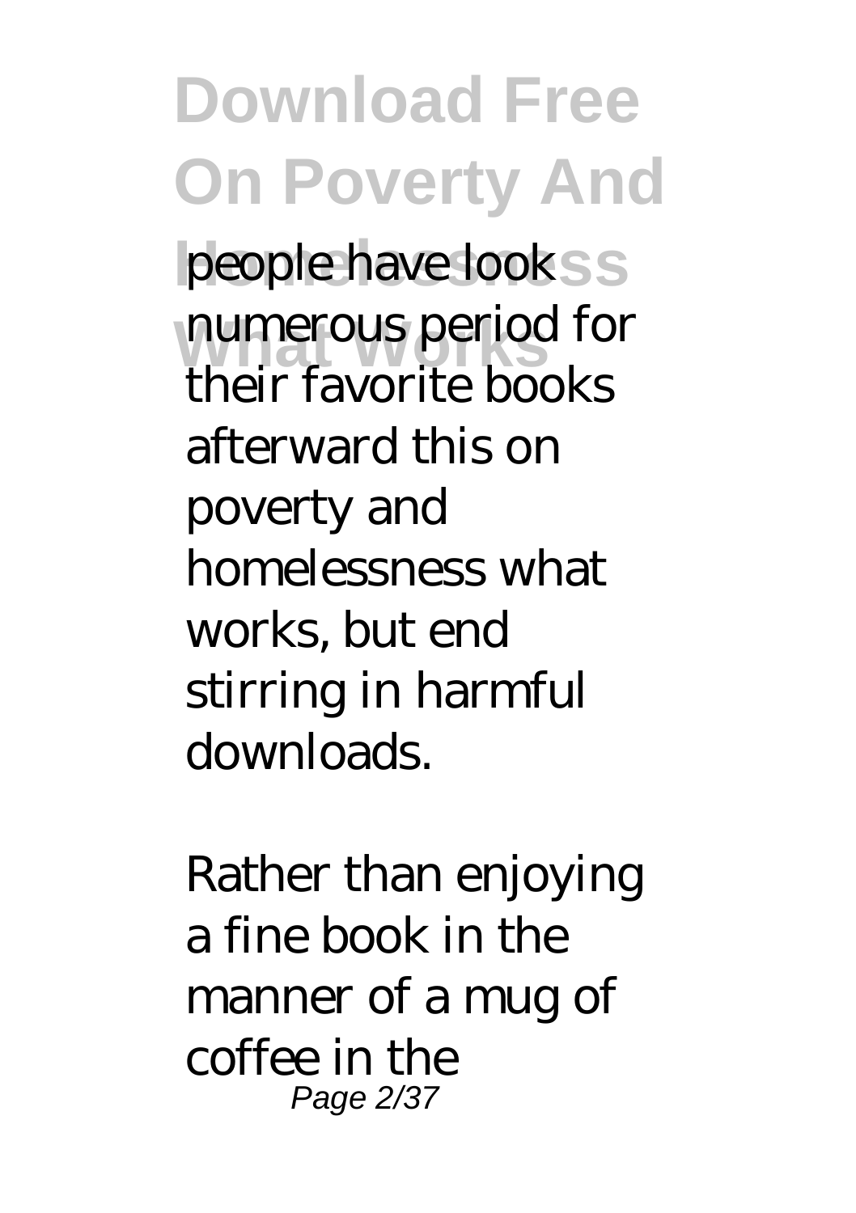people have look numerous period for their favorite books afterward this on poverty and homelessness what works, but end stirring in harmful downloads.

Rather than enjoying a fine book in the manner of a mug of coffee in the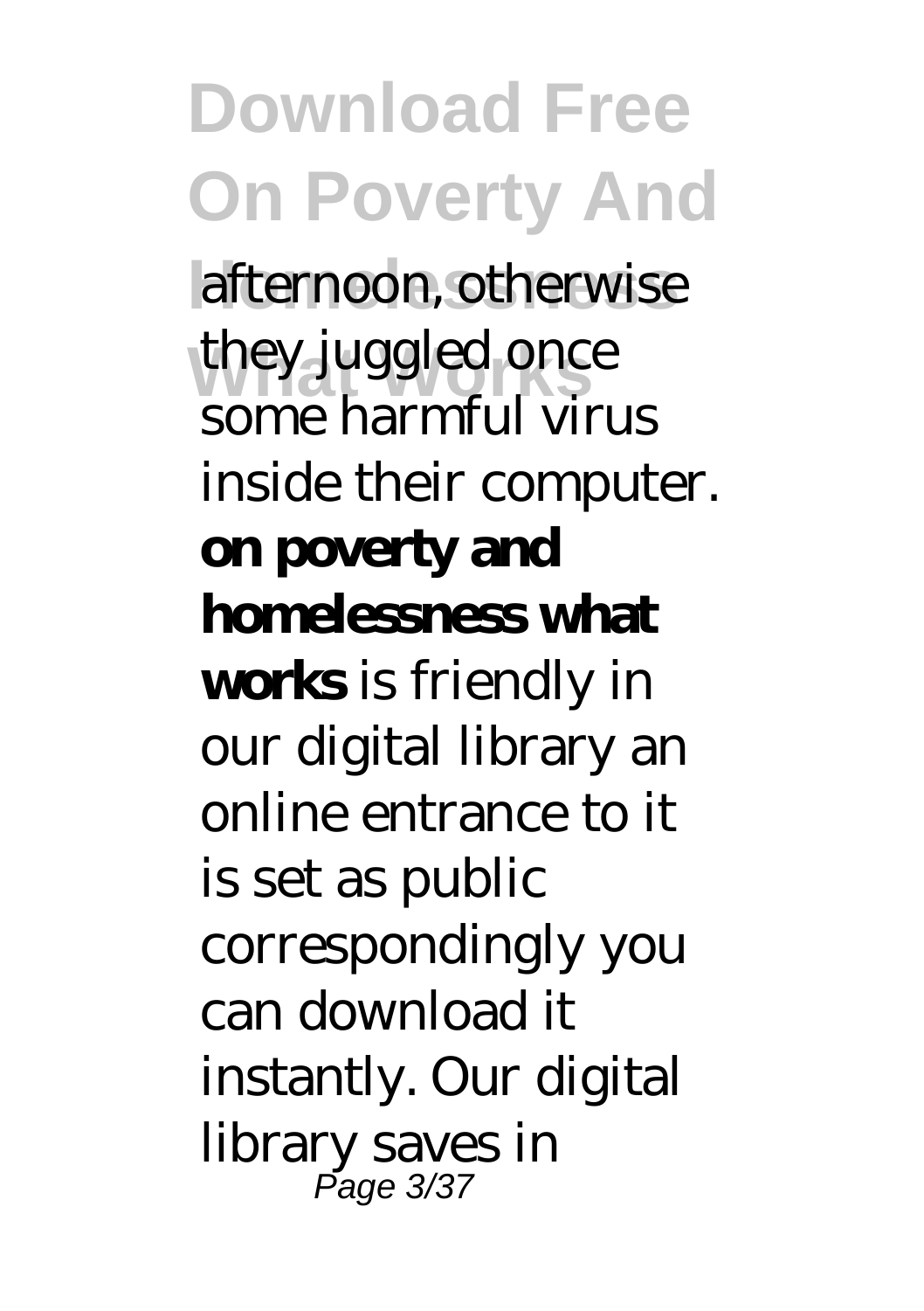afternoon, otherwise they juggled once some harmful virus inside their computer. **on poverty and homelessness what works** is friendly in our digital library an online entrance to it is set as public correspondingly you can download it instantly. Our digital library saves in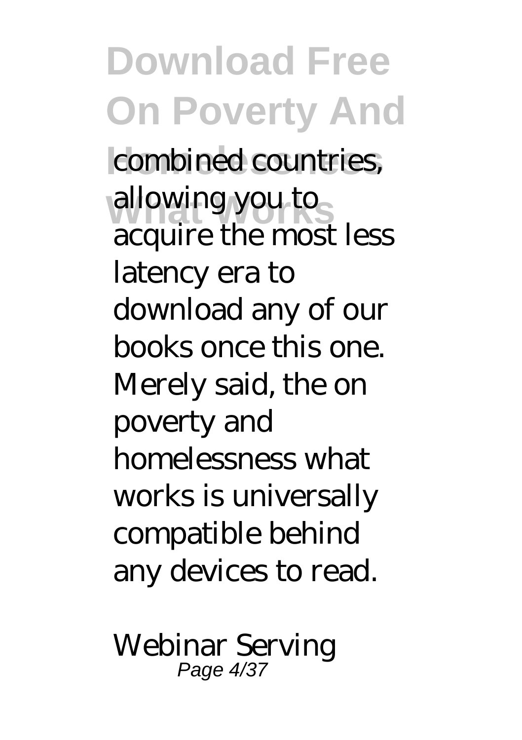combined countries, allowing you to acquire the most less latency era to download any of our books once this one. Merely said, the on poverty and homelessness what works is universally compatible behind any devices to read.

*Webinar Serving*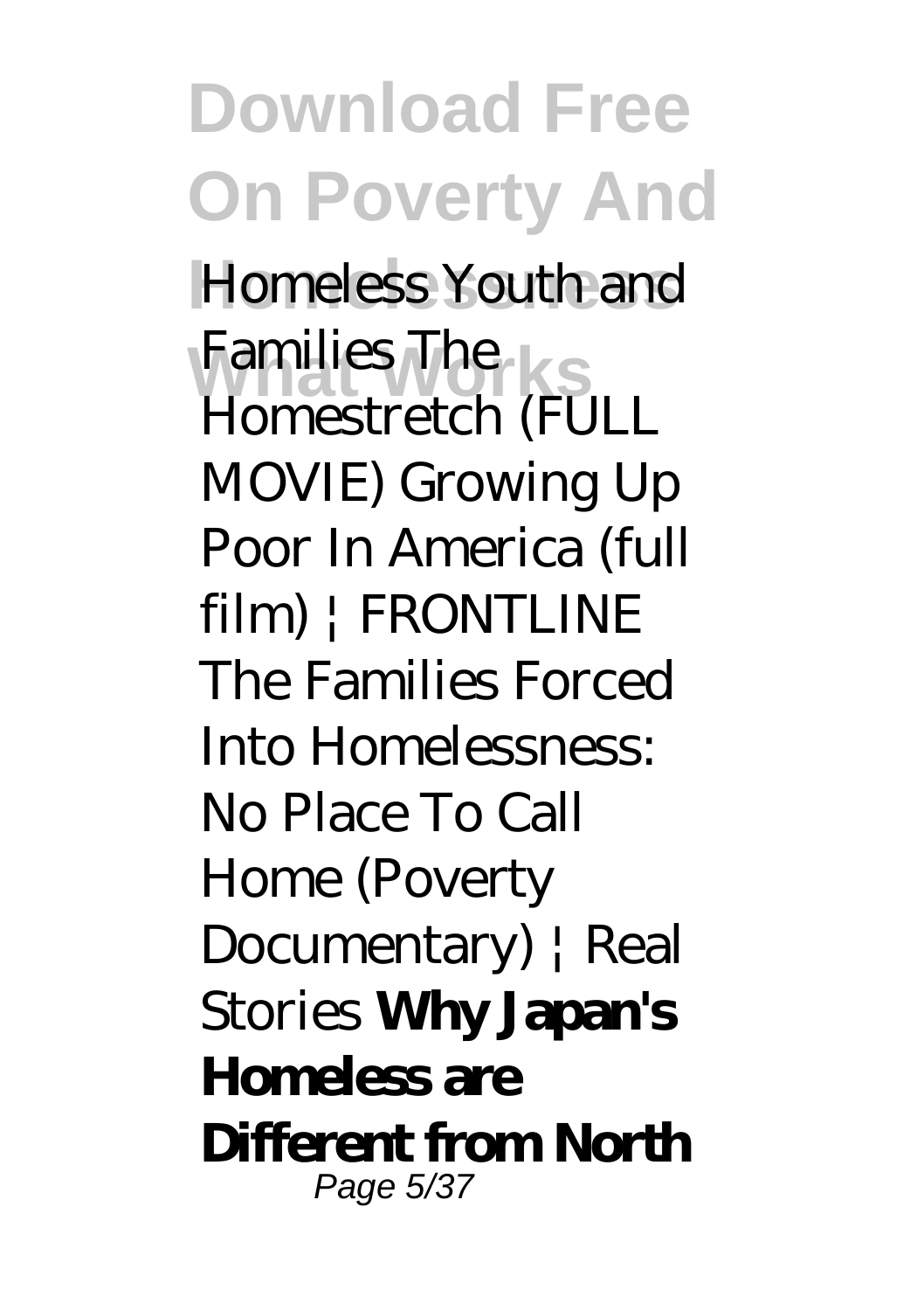*Homeless Youth and Families The Homestretch (FULL MOVIE) Growing Up Poor In America (full film) | FRONTLINE The Families Forced Into Homelessness: No Place To Call Home (Poverty Documentary) | Real Stories* **Why Japan's Homeless are Different from North**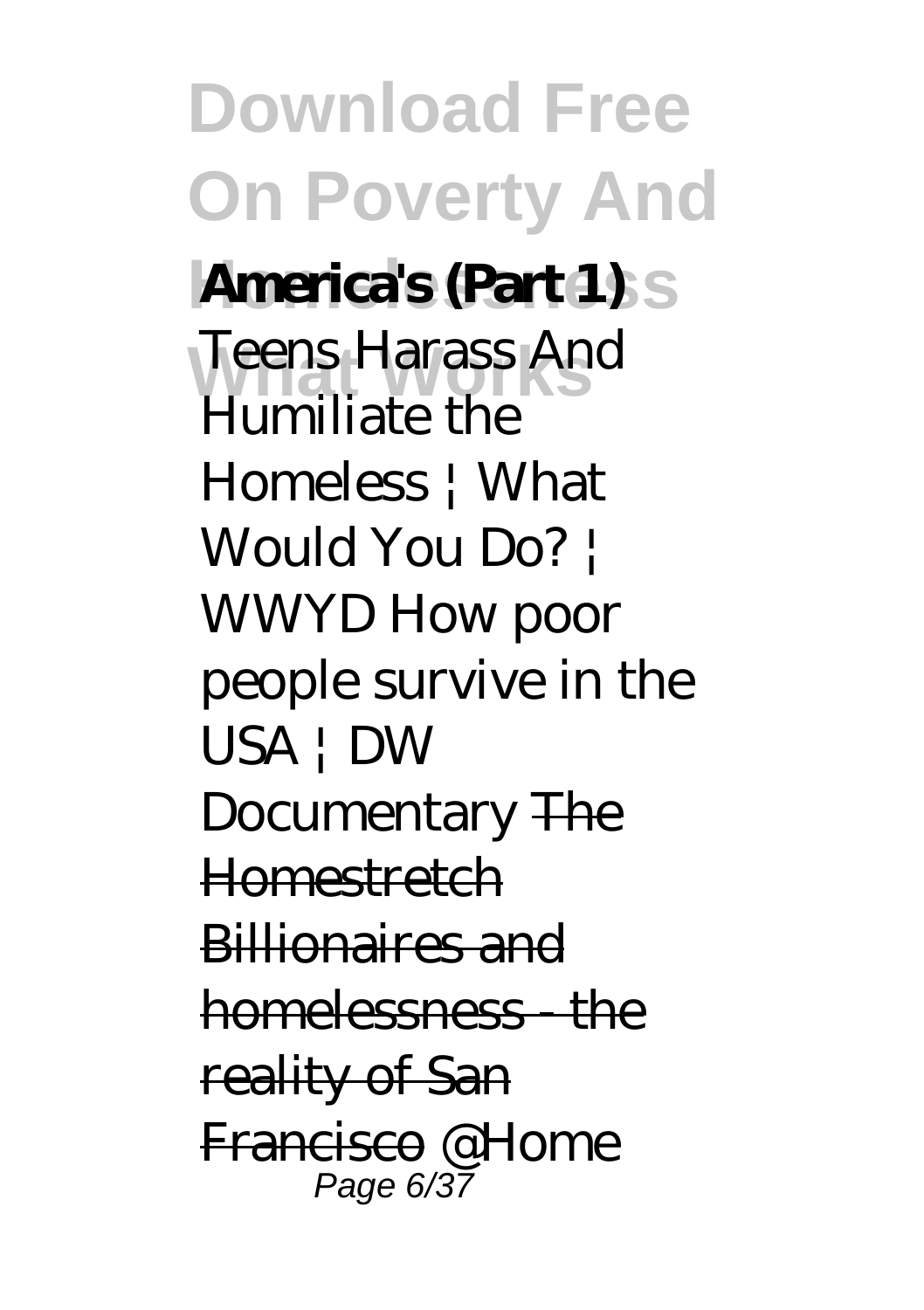**America's (Part 1)** *Teens Harass And Humiliate the Homeless | What Would You Do? | WWYD How poor people survive in the USA | DW Documentary* ~~The Homestretch~~ ~~Billionaires and homelessness - the reality of San Francisco~~ *@Home*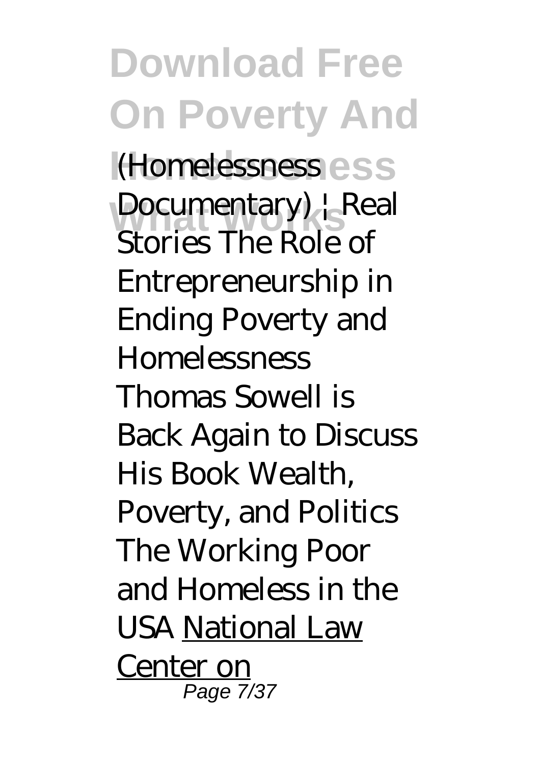*(Homelessness Documentary) | Real Stories* *The Role of Entrepreneurship in Ending Poverty and Homelessness* *Thomas Sowell is Back Again to Discuss His Book Wealth, Poverty, and Politics* *The Working Poor and Homeless in the USA* National Law Center on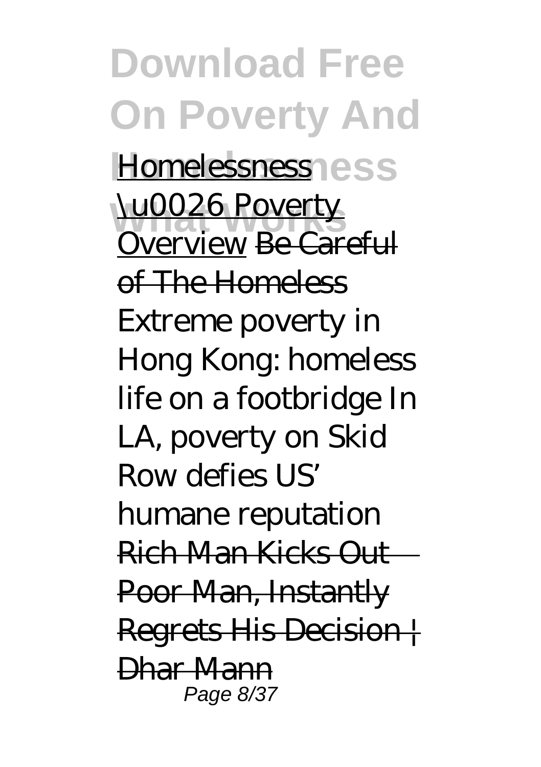Homelessness \u0026 Poverty Overview Be Careful of The Homeless *Extreme poverty in Hong Kong: homeless life on a footbridge In LA, poverty on Skid Row defies US' humane reputation* Rich Man Kicks Out Poor Man, Instantly Regrets His Decision | Dhar Mann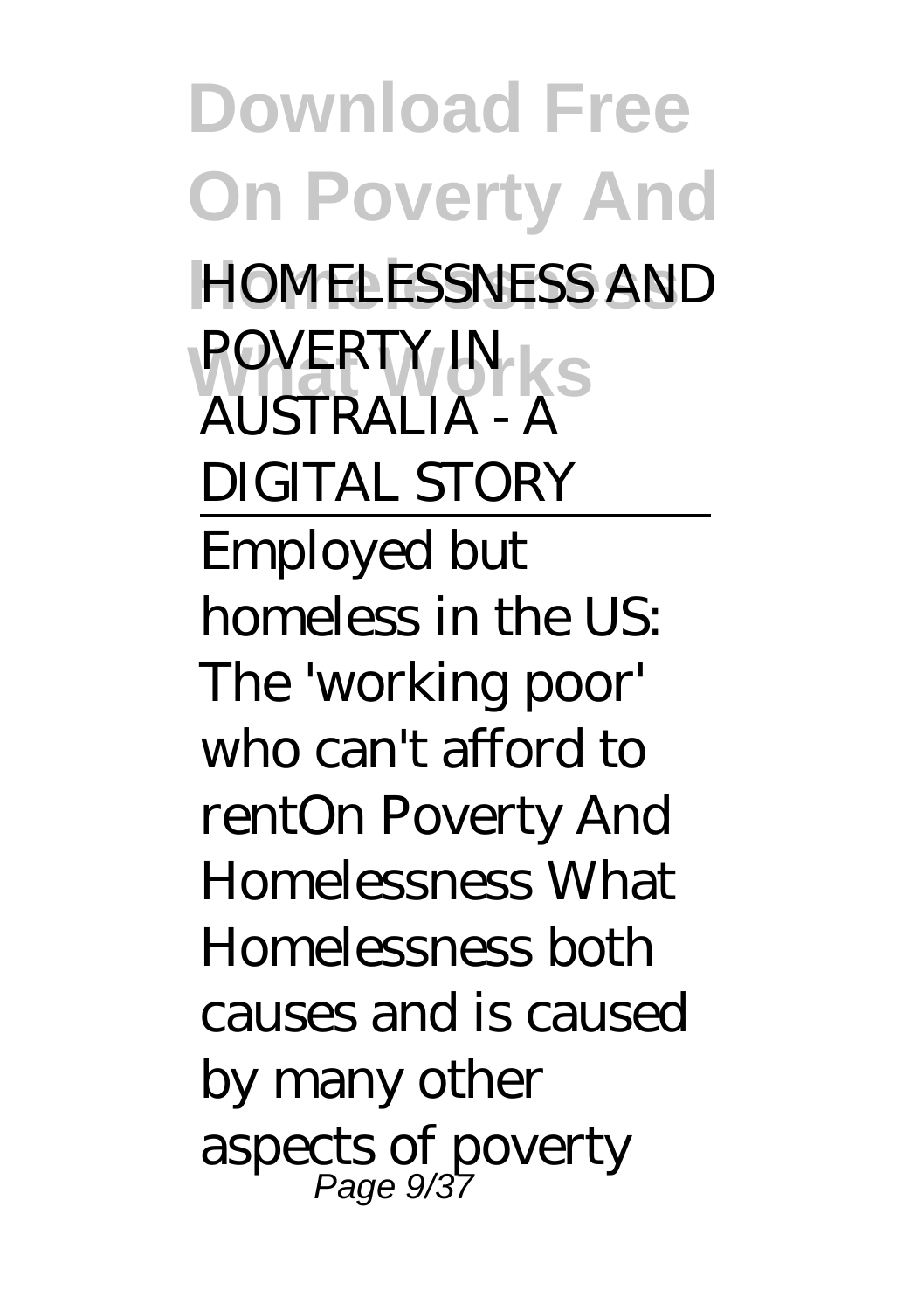*HOMELESSNESS AND POVERTY IN AUSTRALIA - A DIGITAL STORY*

Employed but homeless in the US: The 'working poor' who can't afford to rent*On Poverty And Homelessness What*

Homelessness both causes and is caused by many other aspects of poverty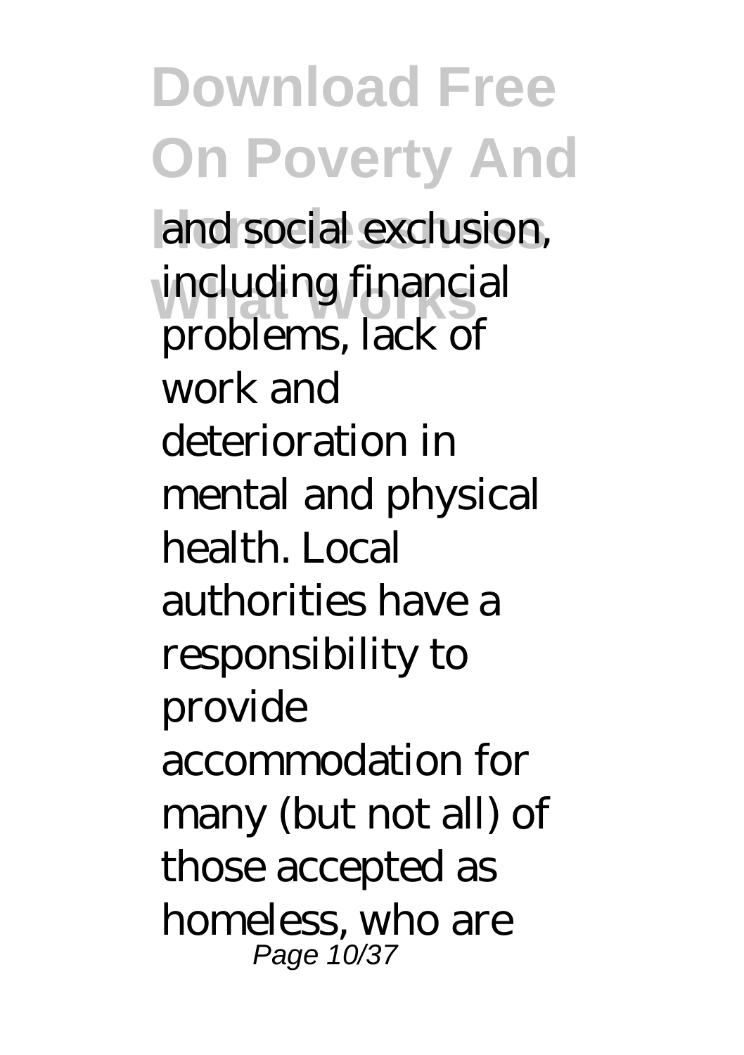and social exclusion, including financial problems, lack of work and deterioration in mental and physical health. Local authorities have a responsibility to provide accommodation for many (but not all) of those accepted as homeless, who are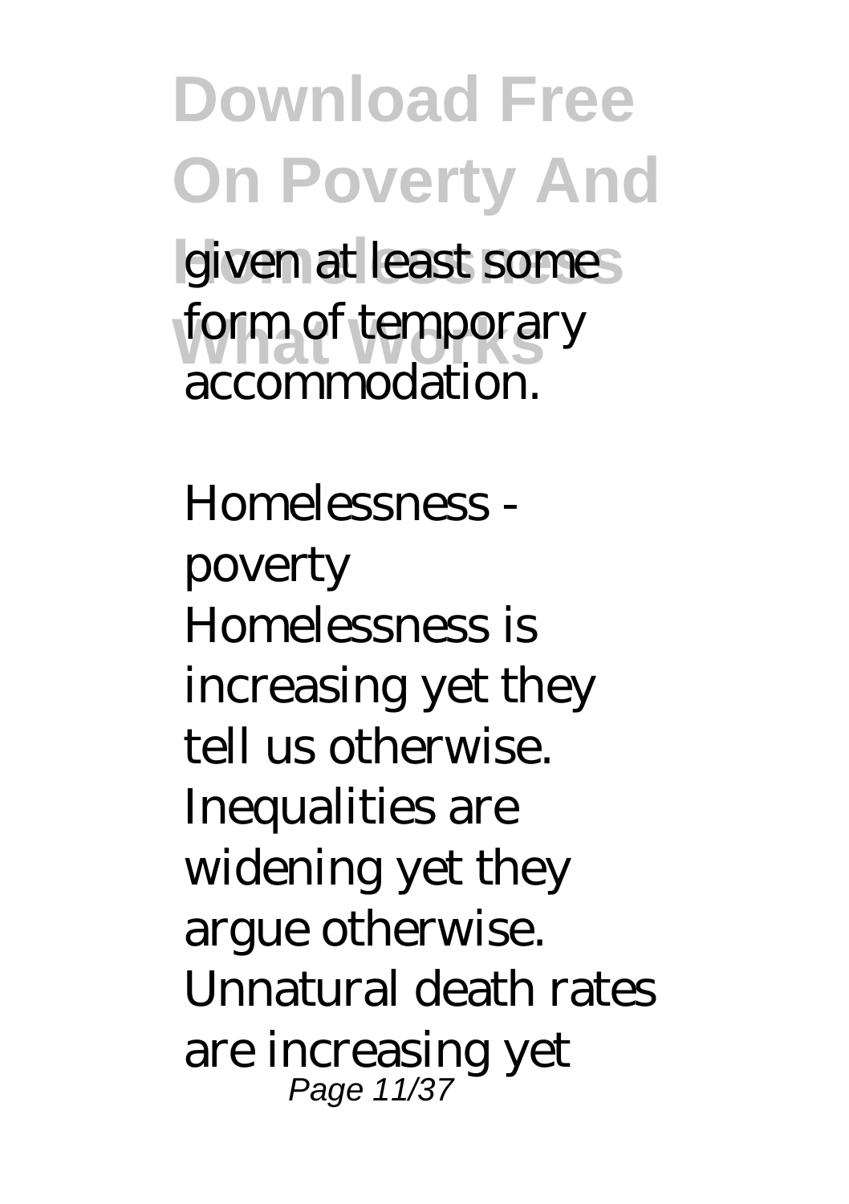given at least some form of temporary accommodation.

*Homelessness - poverty*

Homelessness is increasing yet they tell us otherwise. Inequalities are widening yet they argue otherwise. Unnatural death rates are increasing yet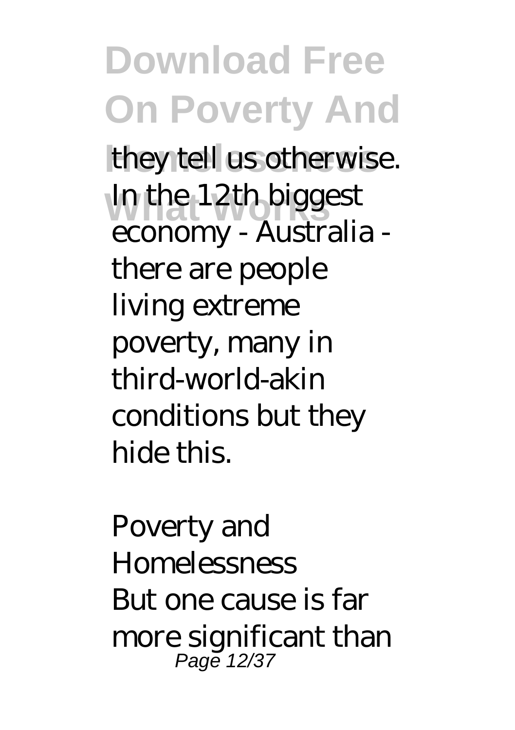they tell us otherwise. In the 12th biggest economy - Australia - there are people living extreme poverty, many in third-world-akin conditions but they hide this.

*Poverty and Homelessness*

But one cause is far more significant than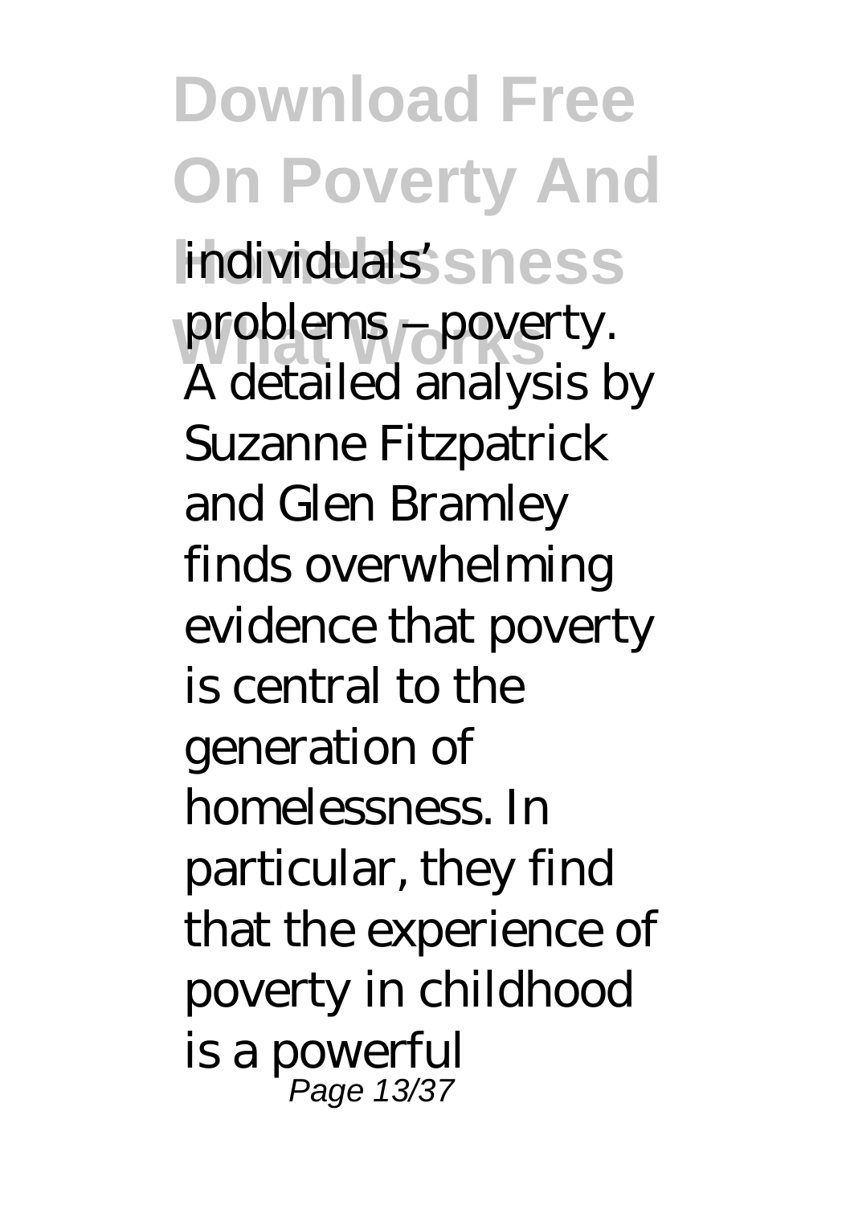individuals' problems – poverty. A detailed analysis by Suzanne Fitzpatrick and Glen Bramley finds overwhelming evidence that poverty is central to the generation of homelessness. In particular, they find that the experience of poverty in childhood is a powerful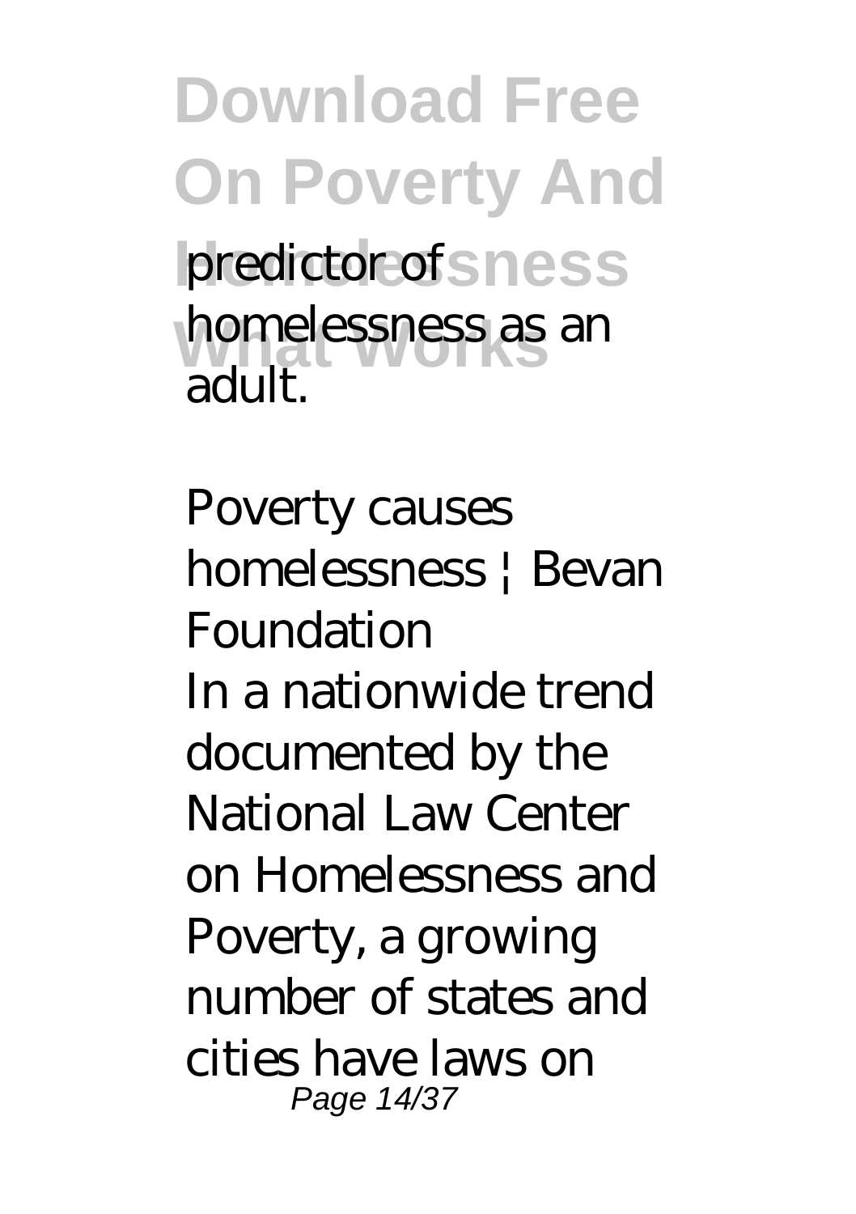predictor of homelessness as an adult.

*Poverty causes homelessness | Bevan Foundation*

In a nationwide trend documented by the National Law Center on Homelessness and Poverty, a growing number of states and cities have laws on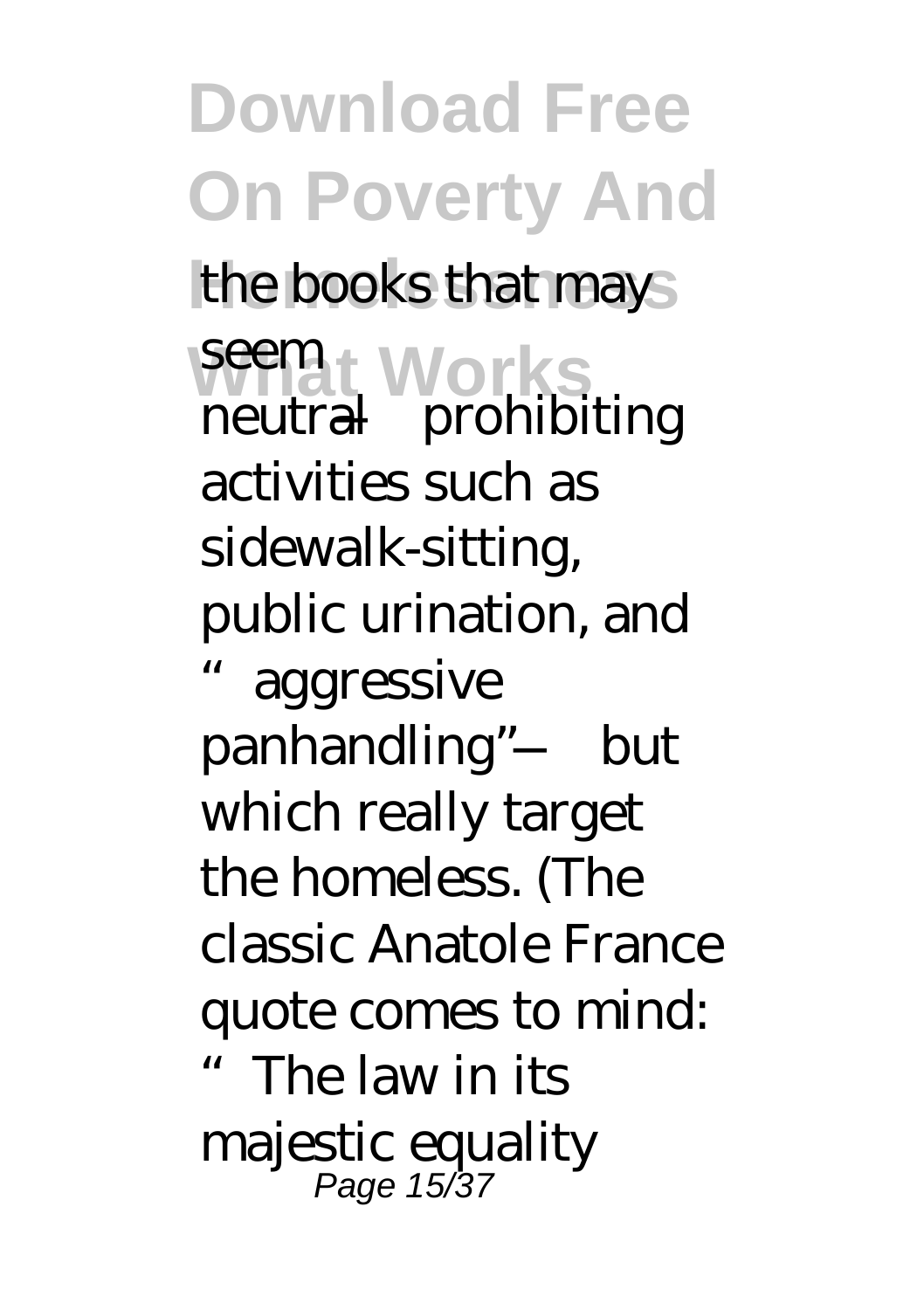the books that may seem neutral—prohibiting activities such as sidewalk-sitting, public urination, and "aggressive panhandling"—but which really target the homeless. (The classic Anatole France quote comes to mind: "The law in its majestic equality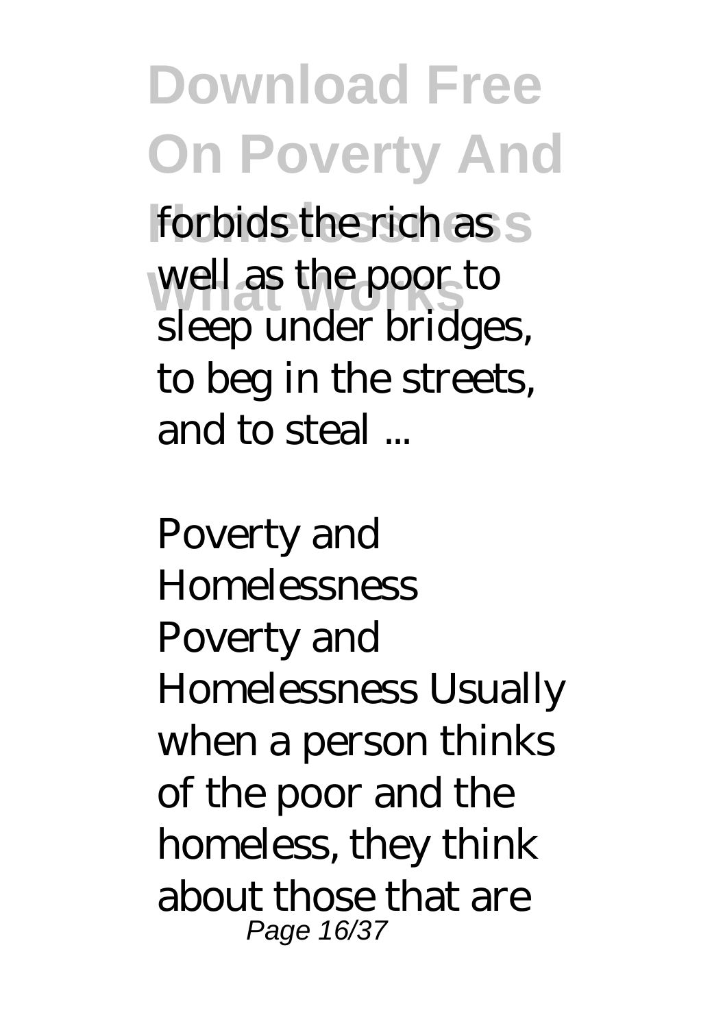forbids the rich as well as the poor to sleep under bridges, to beg in the streets, and to steal ...

*Poverty and Homelessness*

Poverty and Homelessness Usually when a person thinks of the poor and the homeless, they think about those that are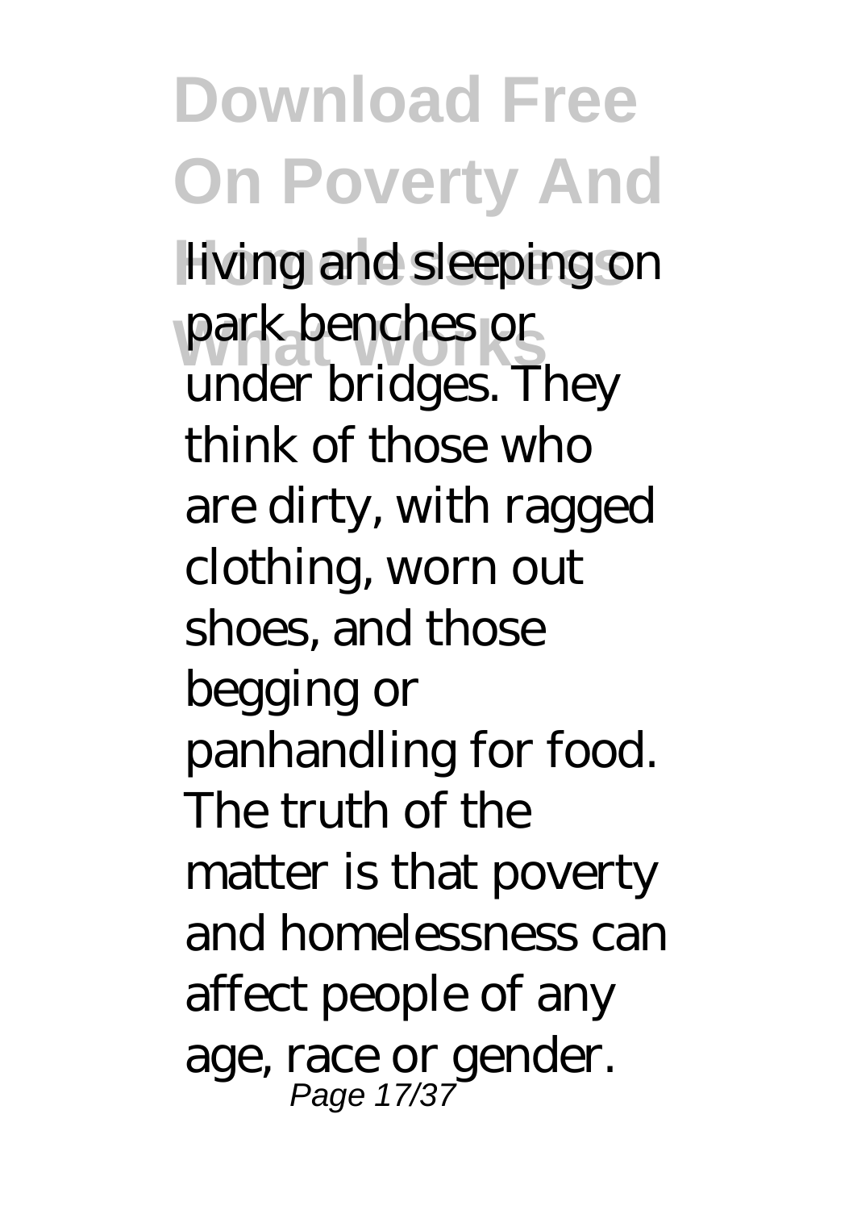living and sleeping on park benches or under bridges. They think of those who are dirty, with ragged clothing, worn out shoes, and those begging or panhandling for food. The truth of the matter is that poverty and homelessness can affect people of any age, race or gender.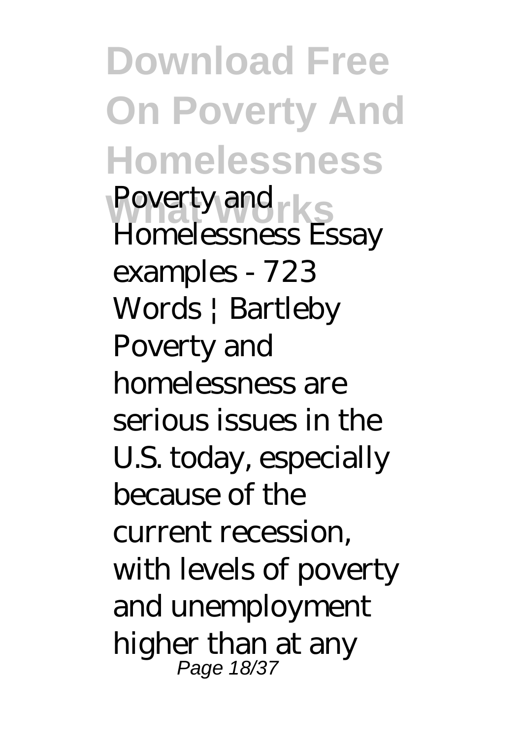*Poverty and Homelessness Essay examples - 723 Words | Bartleby*

Poverty and homelessness are serious issues in the U.S. today, especially because of the current recession, with levels of poverty and unemployment higher than at any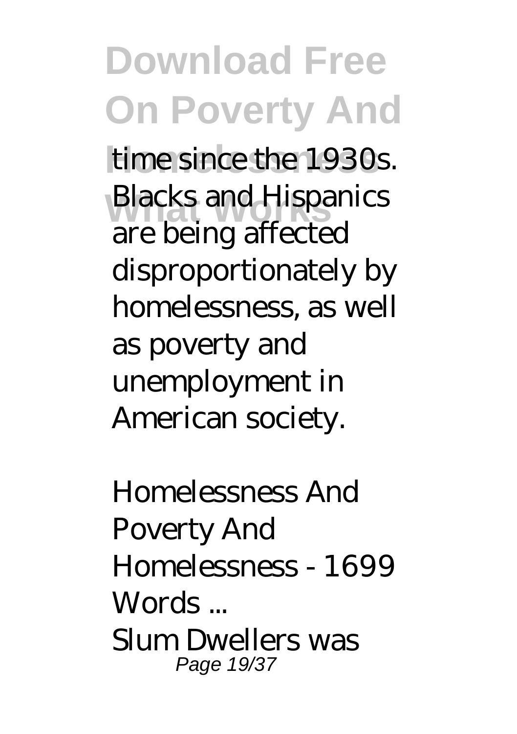time since the 1930s. Blacks and Hispanics are being affected disproportionately by homelessness, as well as poverty and unemployment in American society.

*Homelessness And Poverty And Homelessness - 1699 Words ...*

Slum Dwellers was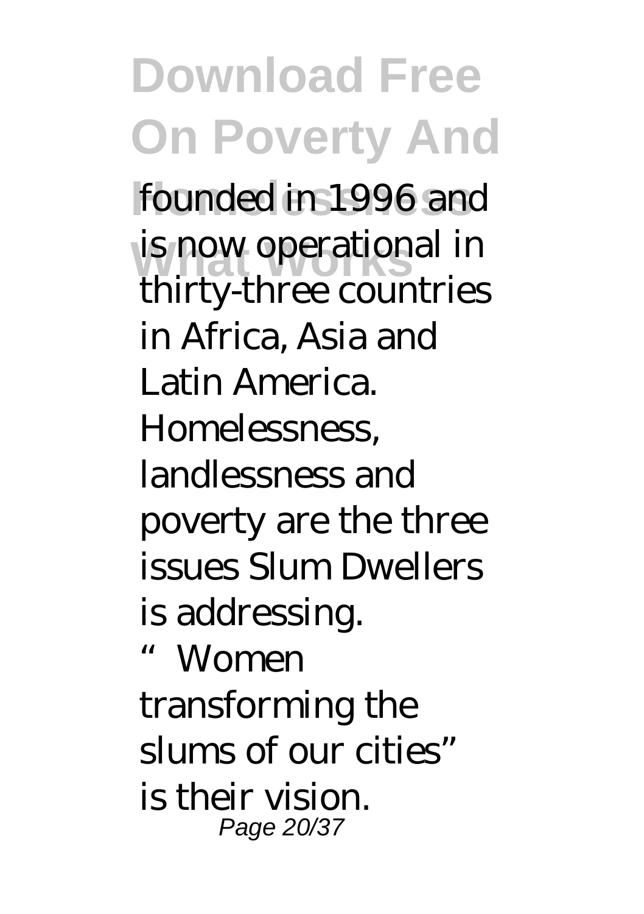founded in 1996 and is now operational in thirty-three countries in Africa, Asia and Latin America. Homelessness, landlessness and poverty are the three issues Slum Dwellers is addressing. "Women transforming the slums of our cities" is their vision.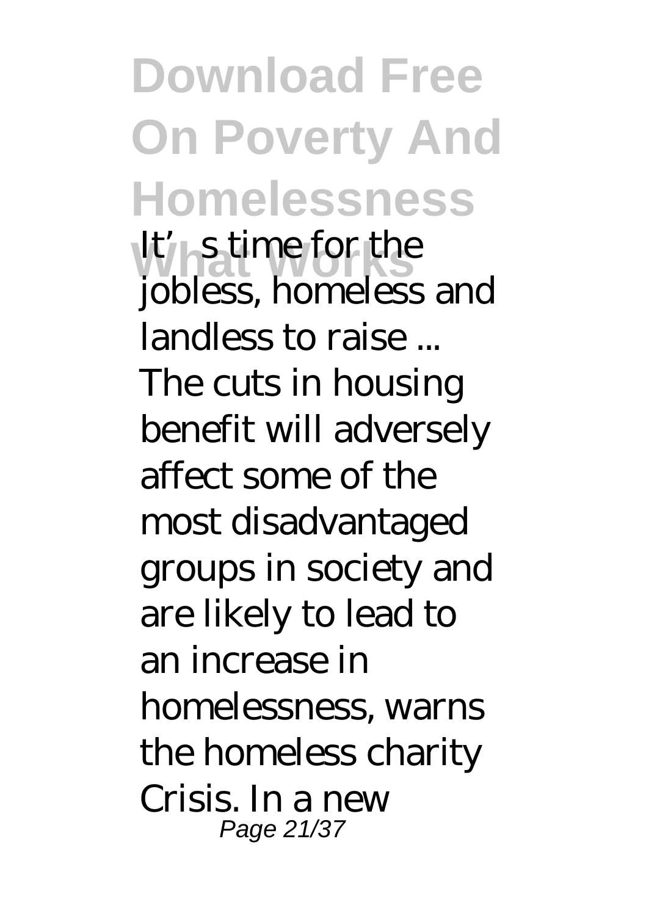*It's time for the jobless, homeless and landless to raise ...*

The cuts in housing benefit will adversely affect some of the most disadvantaged groups in society and are likely to lead to an increase in homelessness, warns the homeless charity Crisis. In a new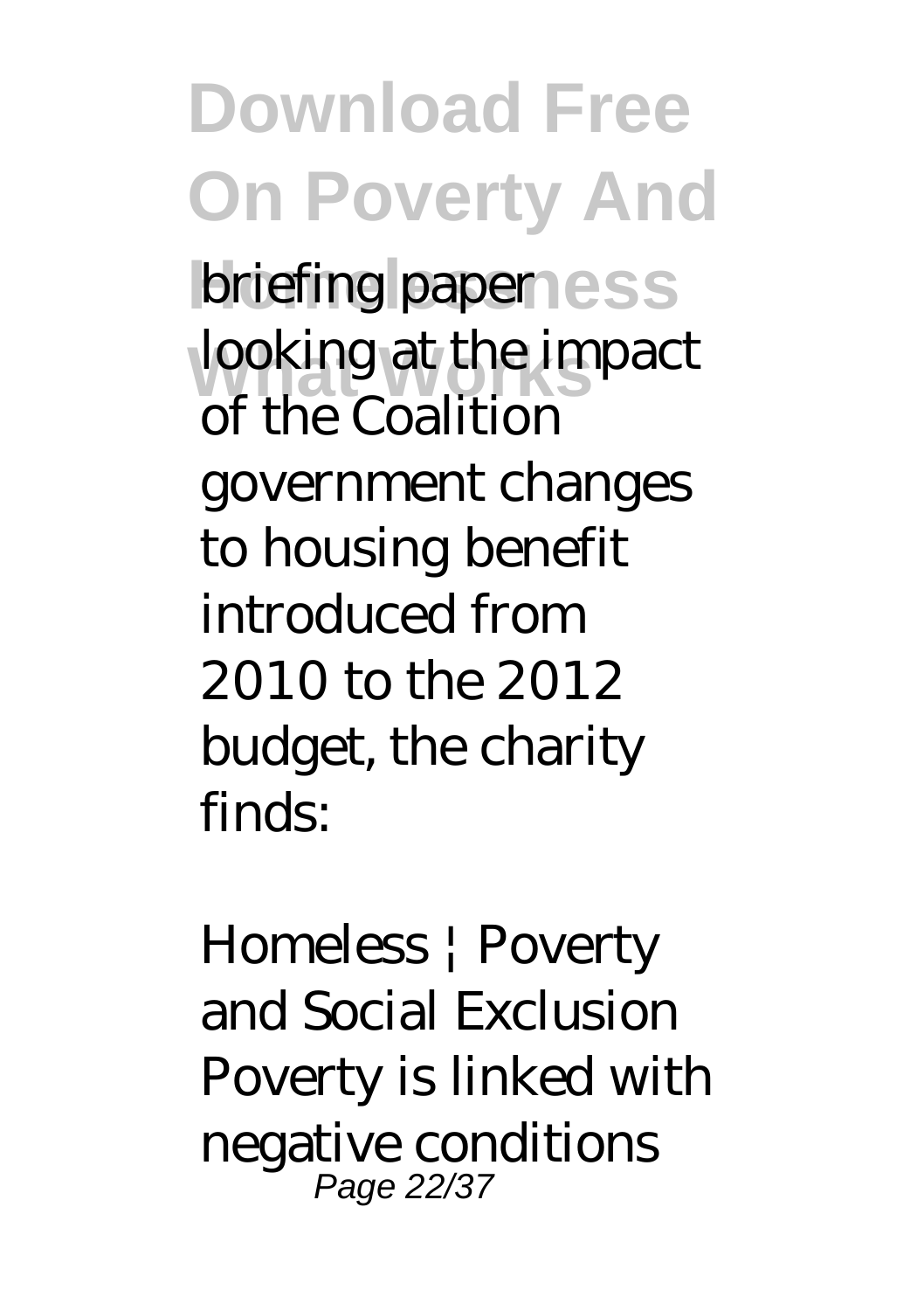briefing paper looking at the impact of the Coalition government changes to housing benefit introduced from 2010 to the 2012 budget, the charity finds:

Homeless | Poverty and Social Exclusion Poverty is linked with negative conditions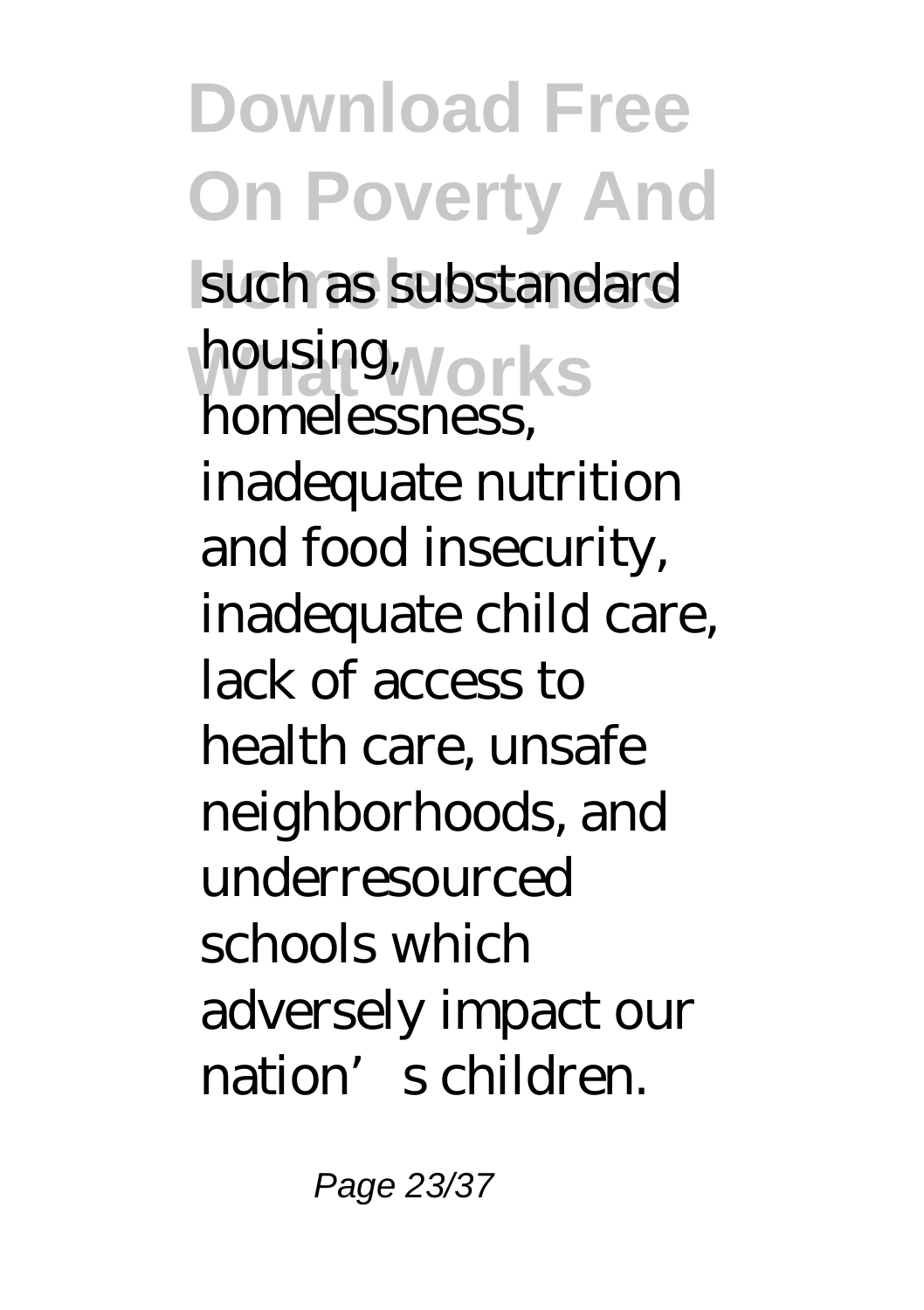such as substandard housing, homelessness, inadequate nutrition and food insecurity, inadequate child care, lack of access to health care, unsafe neighborhoods, and underresourced schools which adversely impact our nation's children.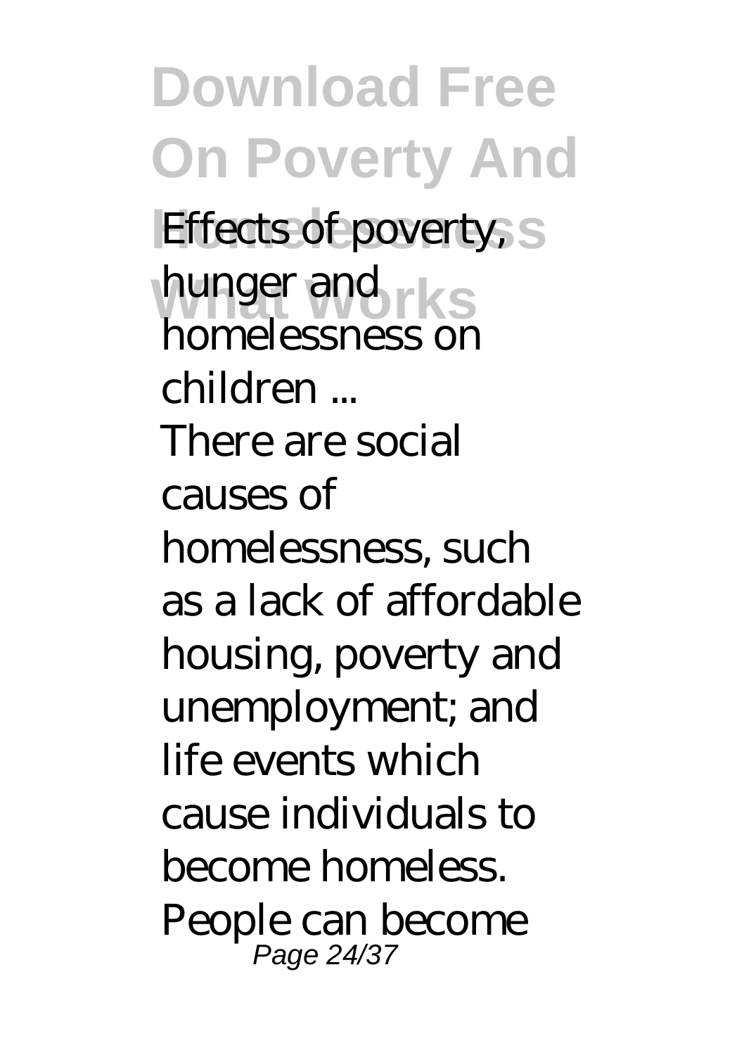*Effects of poverty, hunger and homelessness on children ...*

There are social causes of homelessness, such as a lack of affordable housing, poverty and unemployment; and life events which cause individuals to become homeless. People can become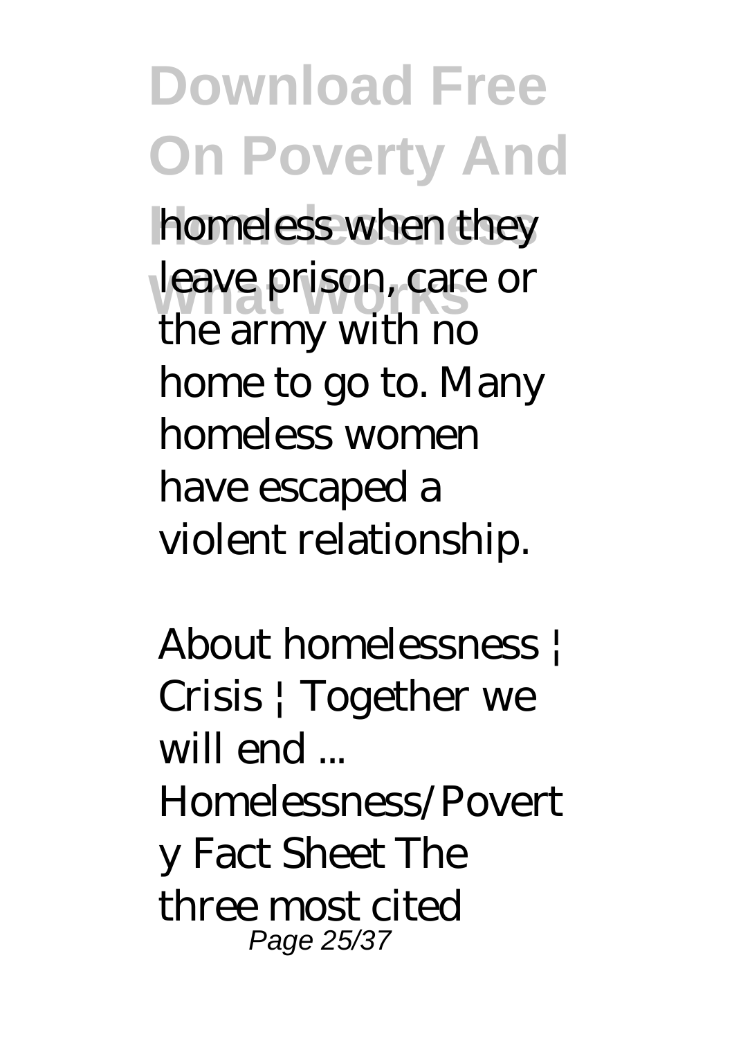homeless when they leave prison, care or the army with no home to go to. Many homeless women have escaped a violent relationship.

*About homelessness | Crisis | Together we will end ...*

Homelessness/Poverty Fact Sheet The three most cited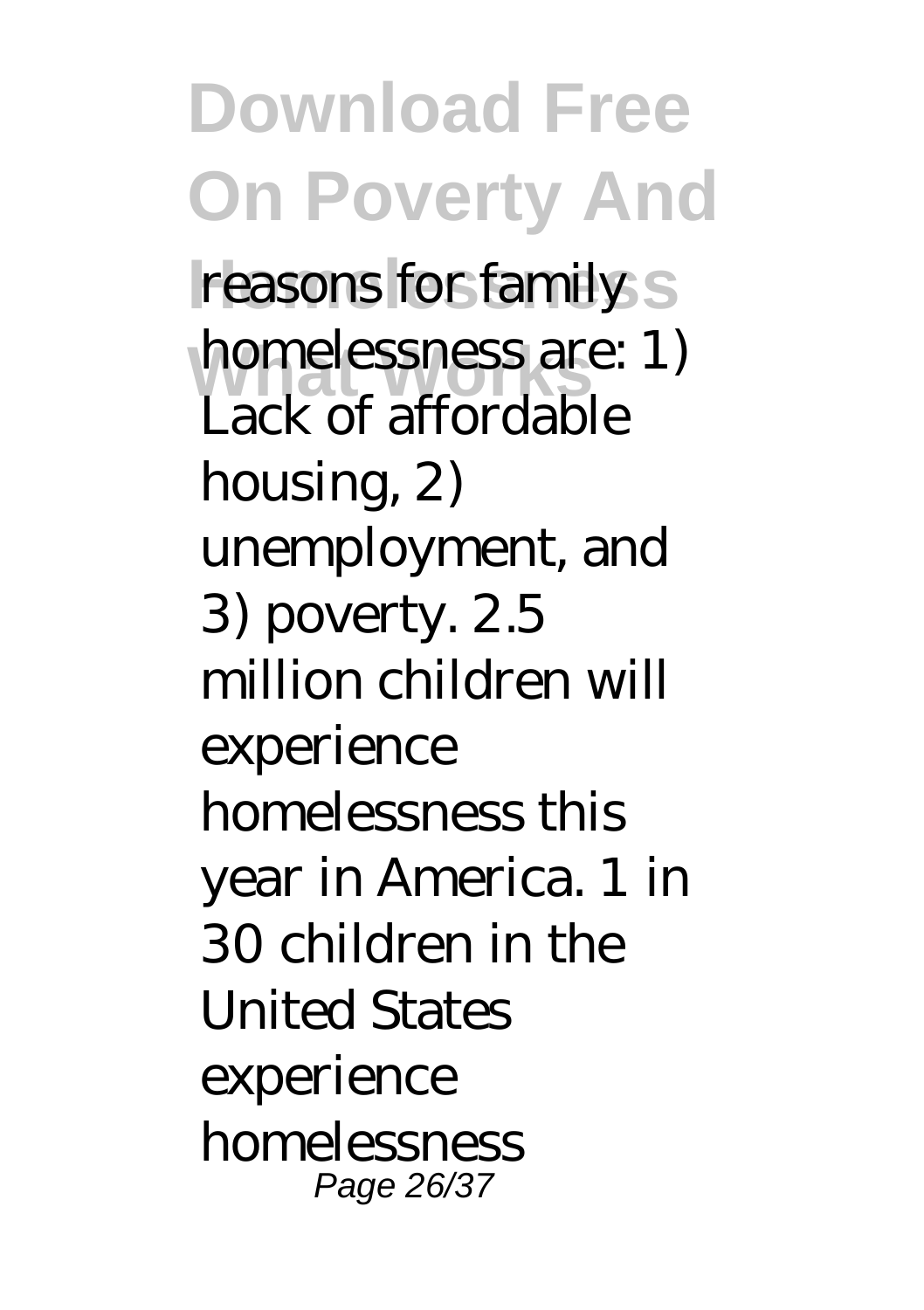reasons for family homelessness are: 1) Lack of affordable housing, 2) unemployment, and 3) poverty. 2.5 million children will experience homelessness this year in America. 1 in 30 children in the United States experience homelessness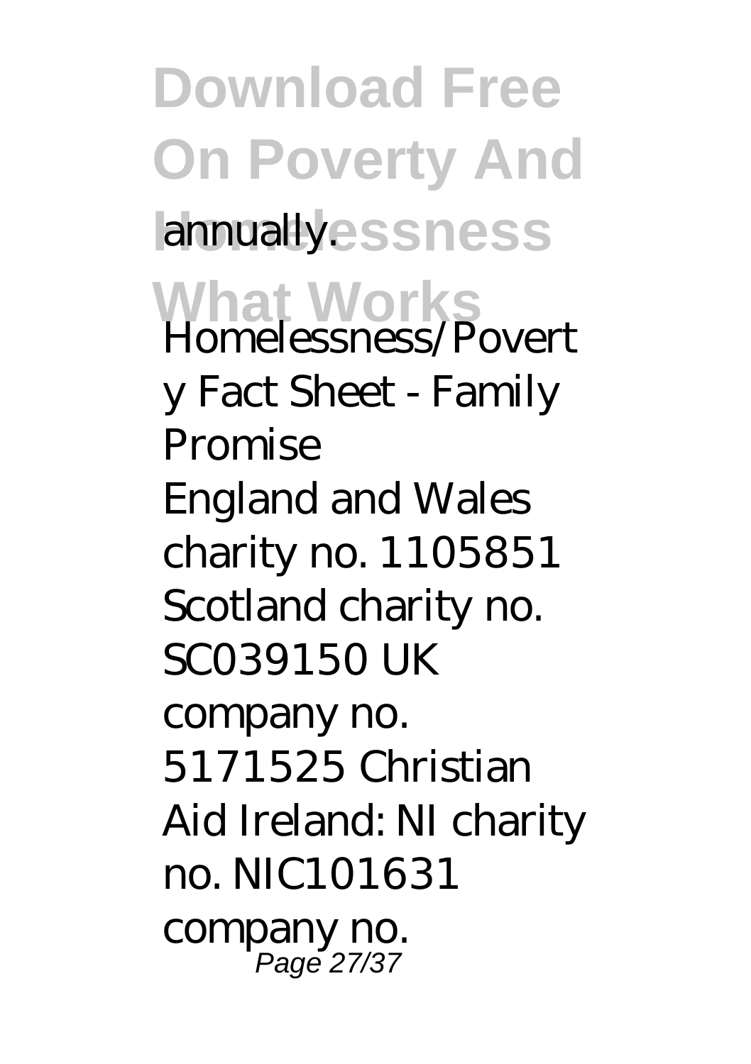annually.

*Homelessness/Poverty Fact Sheet - Family Promise*

England and Wales charity no. 1105851 Scotland charity no. SC039150 UK company no. 5171525 Christian Aid Ireland: NI charity no. NIC101631 company no.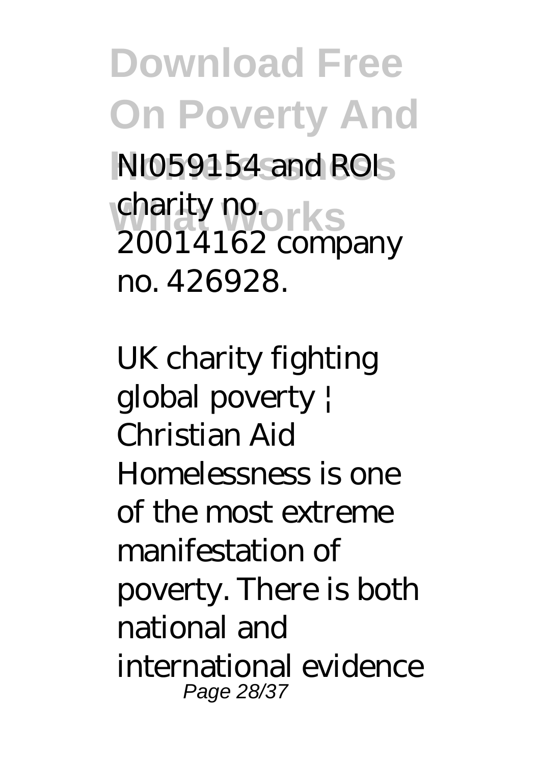NI059154 and ROI charity no. 20014162 company no. 426928.

*UK charity fighting global poverty | Christian Aid*

Homelessness is one of the most extreme manifestation of poverty. There is both national and international evidence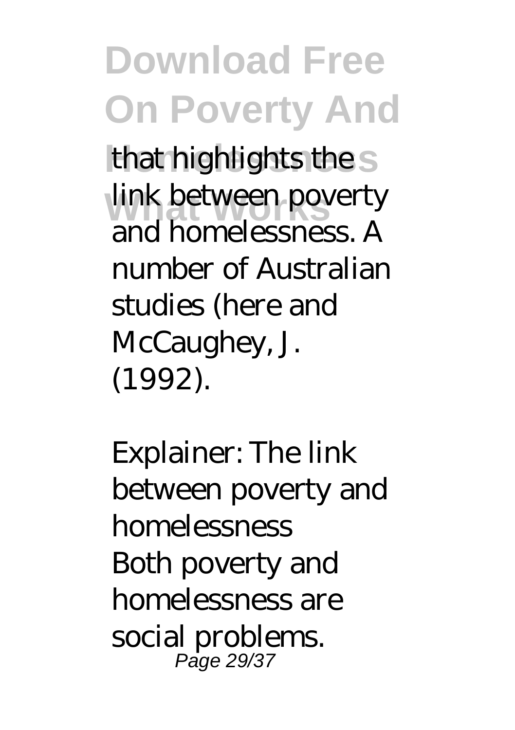that highlights the link between poverty and homelessness. A number of Australian studies (here and McCaughey, J. (1992).

*Explainer: The link between poverty and homelessness*

Both poverty and homelessness are social problems.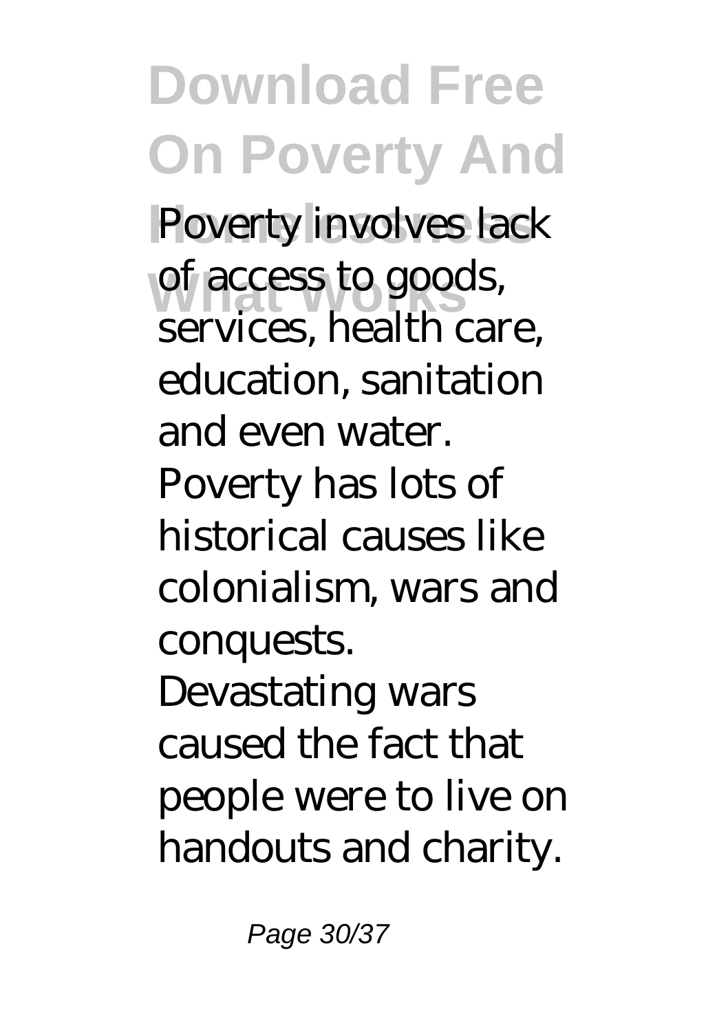Poverty involves lack of access to goods, services, health care, education, sanitation and even water. Poverty has lots of historical causes like colonialism, wars and conquests. Devastating wars caused the fact that people were to live on handouts and charity.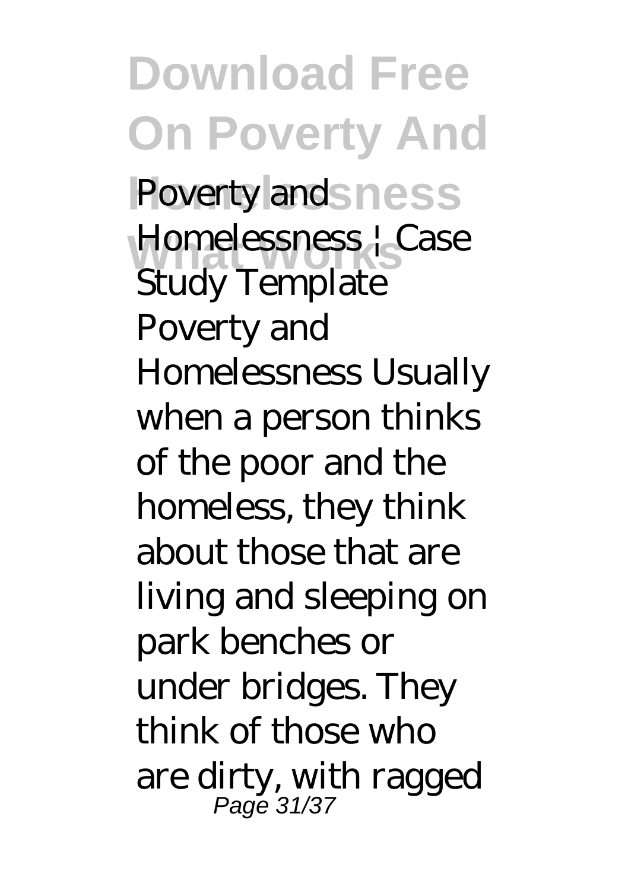Poverty and Homelessness | Case Study Template

Poverty and Homelessness Usually when a person thinks of the poor and the homeless, they think about those that are living and sleeping on park benches or under bridges. They think of those who are dirty, with ragged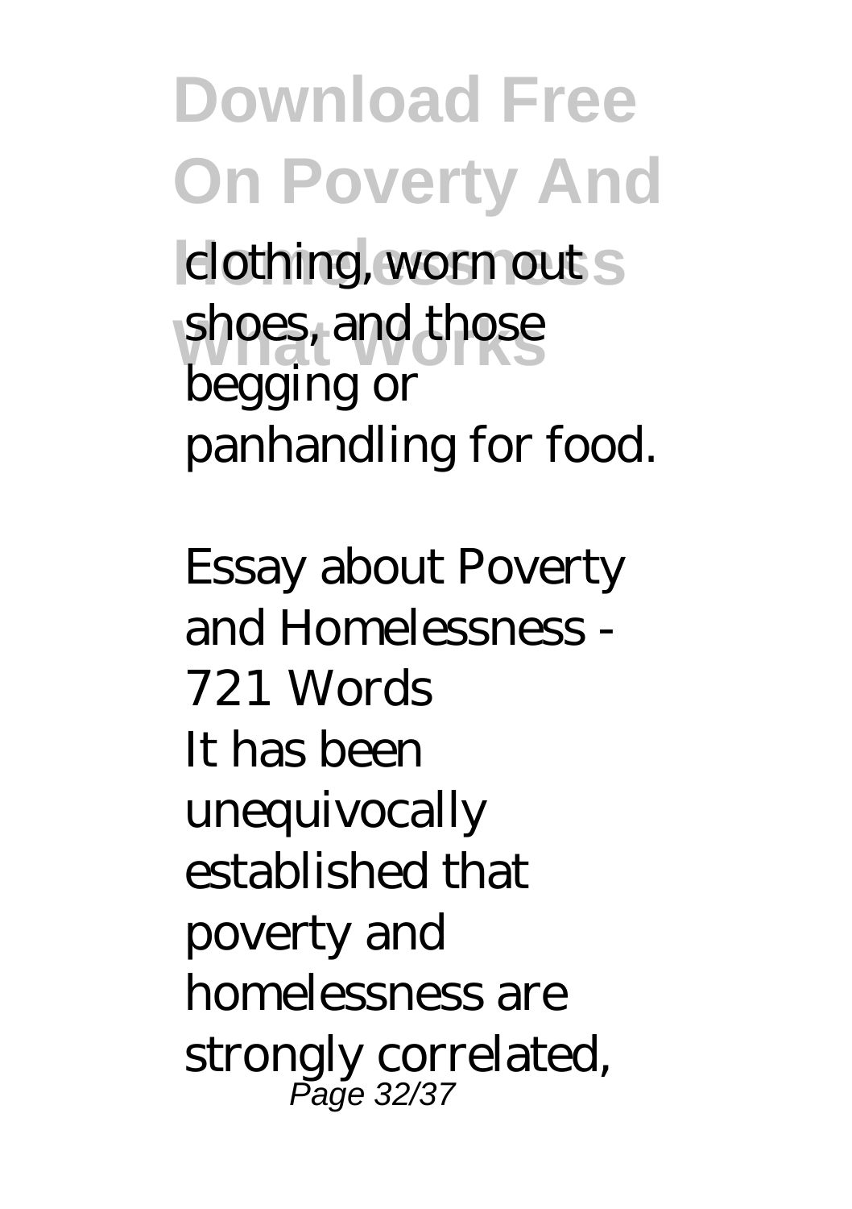clothing, worn out shoes, and those begging or panhandling for food.

*Essay about Poverty and Homelessness - 721 Words*

It has been unequivocally established that poverty and homelessness are strongly correlated,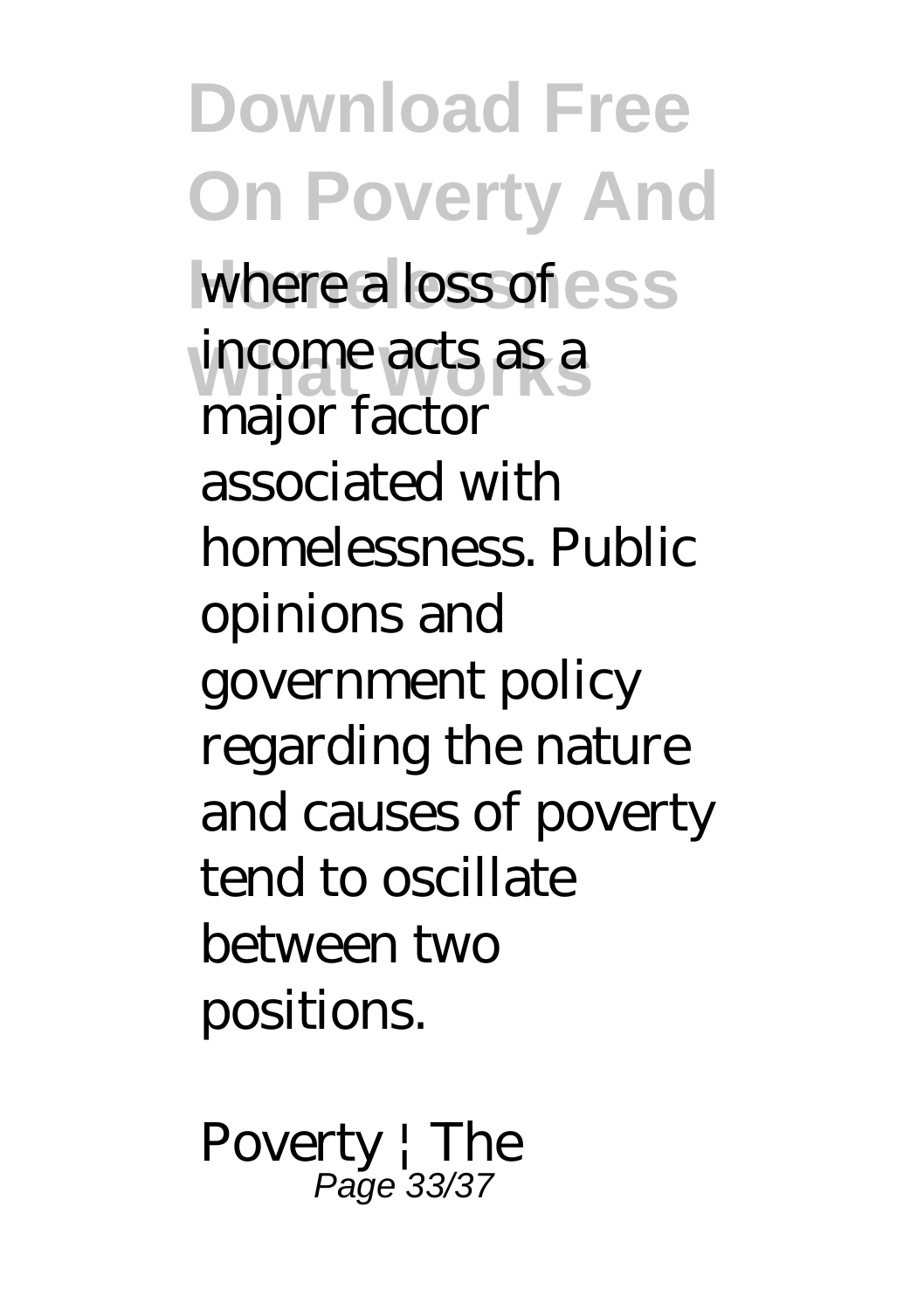where a loss of income acts as a major factor associated with homelessness. Public opinions and government policy regarding the nature and causes of poverty tend to oscillate between two positions.

*Poverty | The*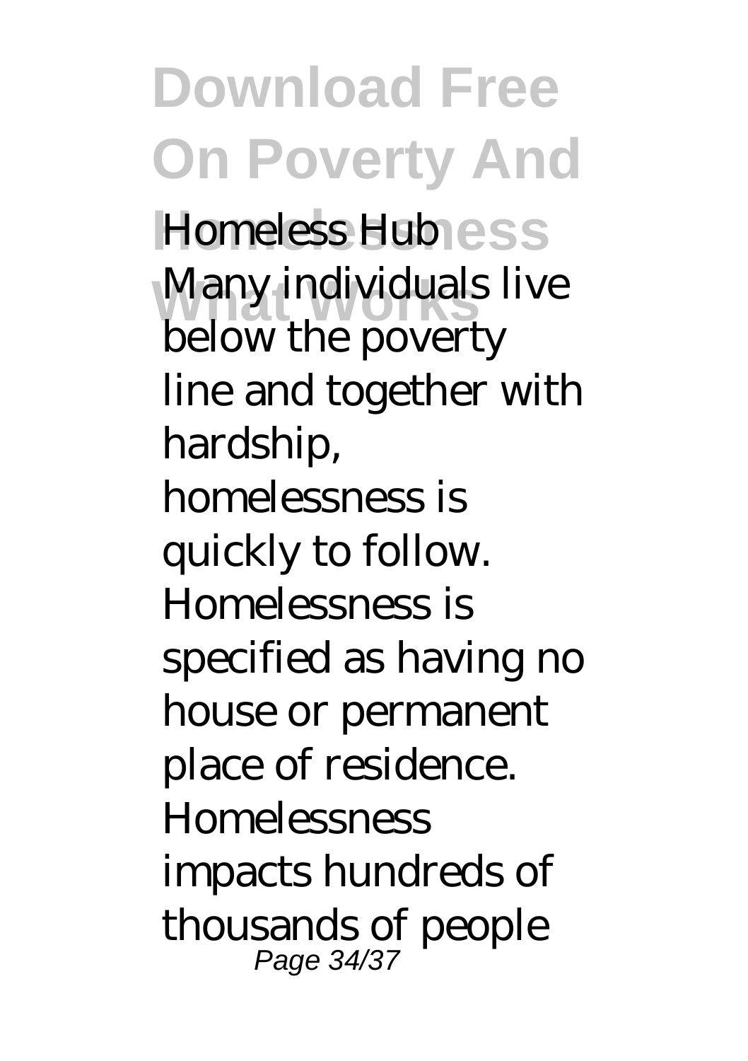Homeless Hub

Many individuals live below the poverty line and together with hardship, homelessness is quickly to follow. Homelessness is specified as having no house or permanent place of residence. Homelessness impacts hundreds of thousands of people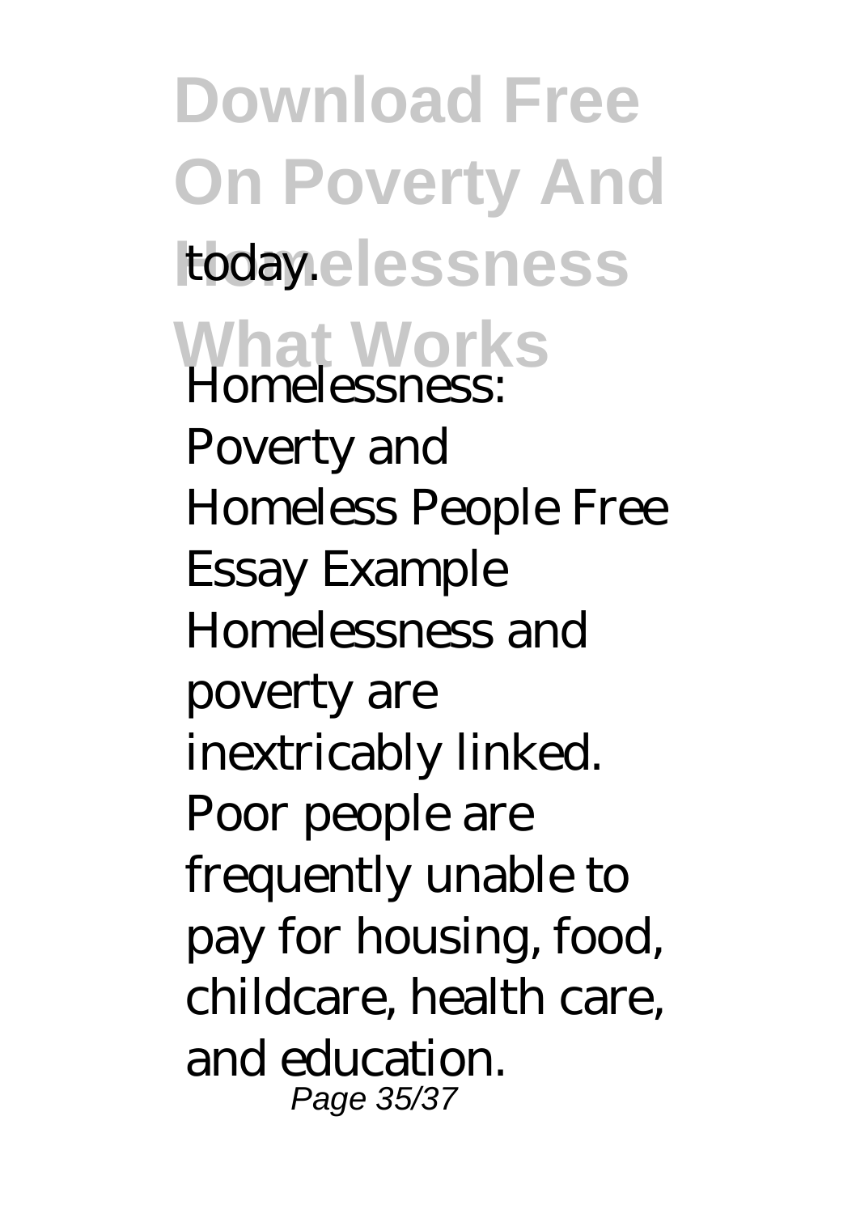today.

Homelessness: Poverty and Homeless People Free Essay Example Homelessness and poverty are inextricably linked. Poor people are frequently unable to pay for housing, food, childcare, health care, and education.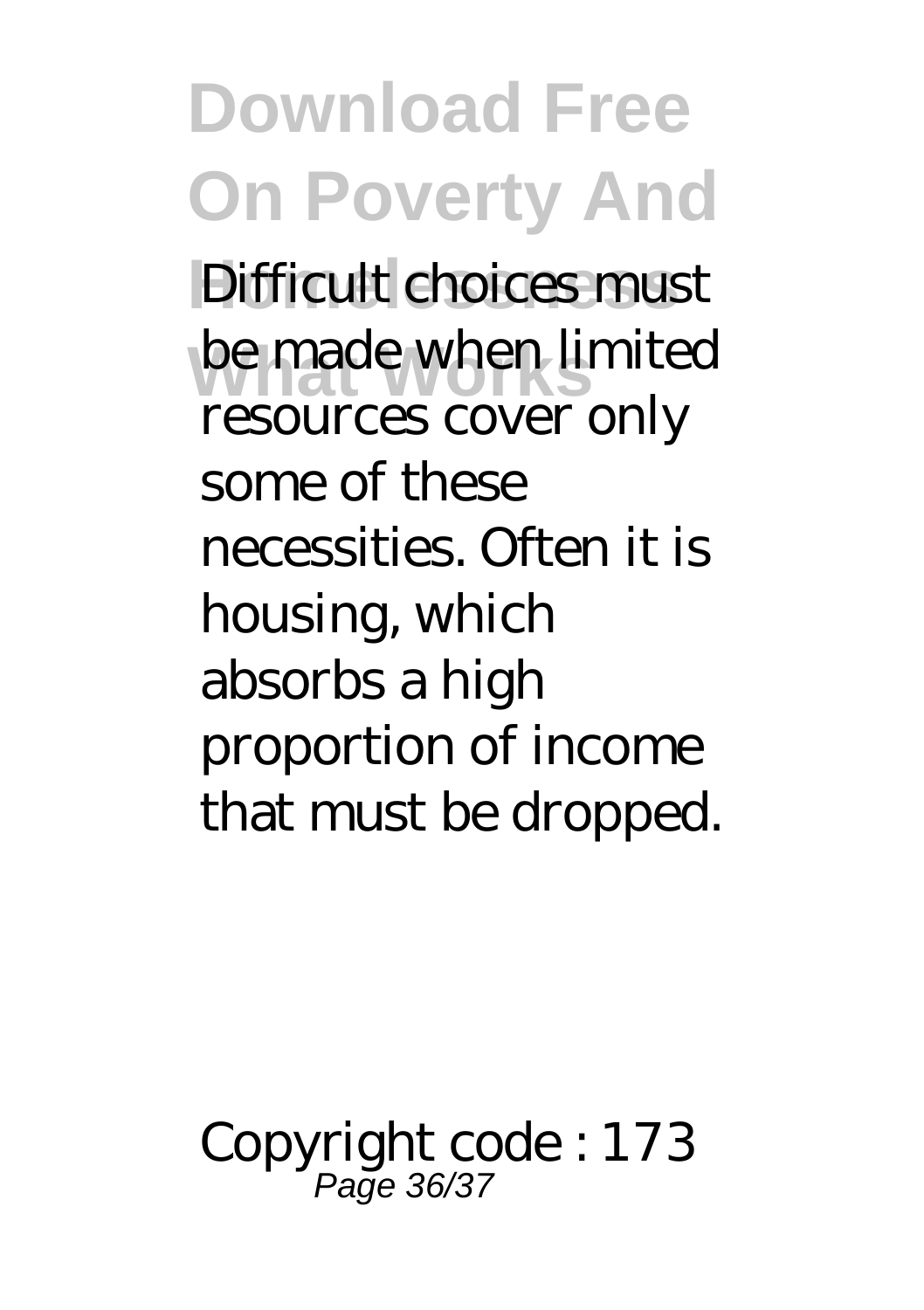Difficult choices must be made when limited resources cover only some of these necessities. Often it is housing, which absorbs a high proportion of income that must be dropped.

Copyright code : 173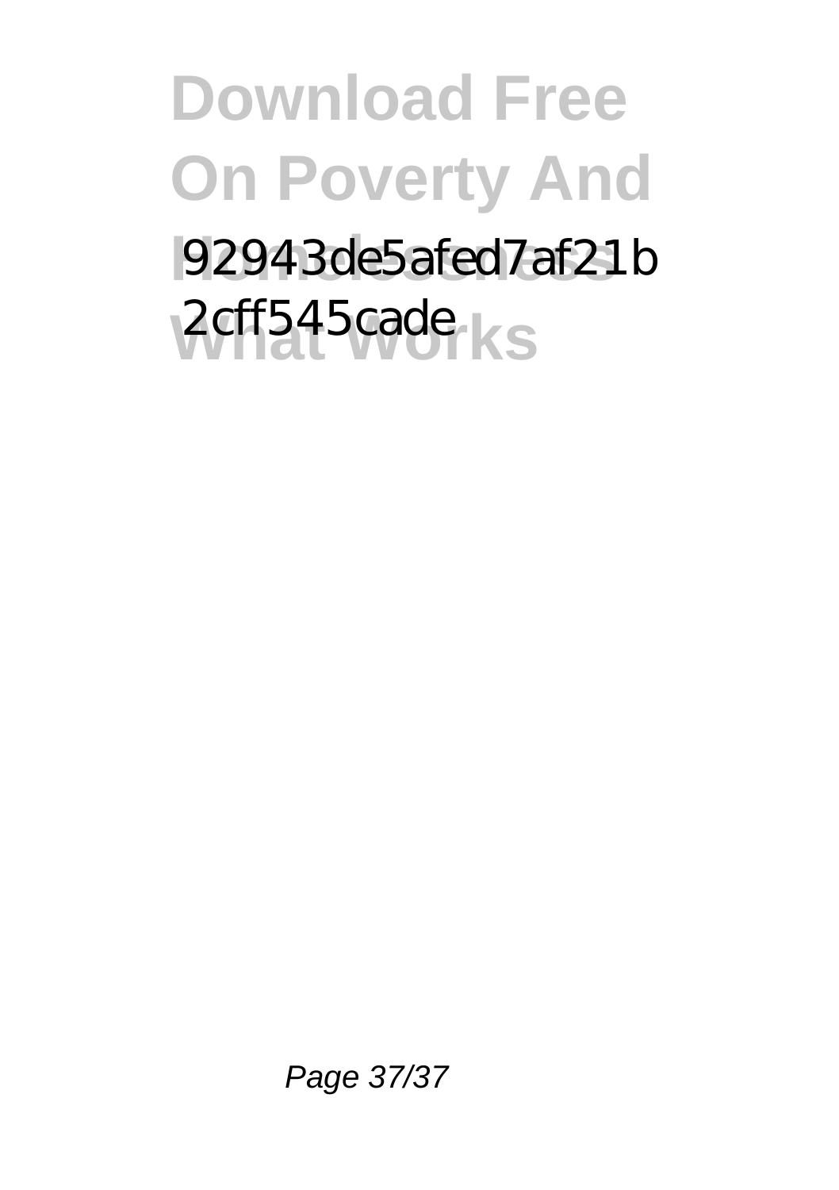92943de5afed7af21b2cff545cade